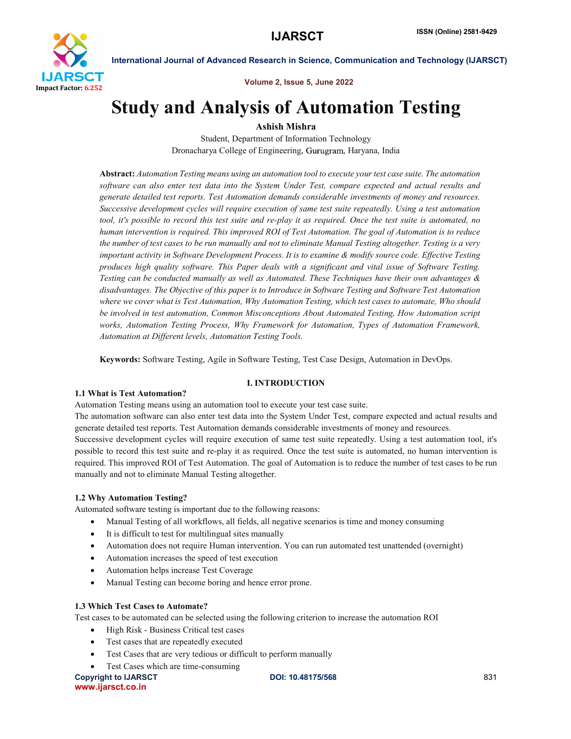# Study and Analysis of Automation Testing

**Ashish Mishra**

Student, Department of Information Technology
Dronacharya College of Engineering, Gurugram, Haryana, India

**Abstract:** *Automation Testing means using an automation tool to execute your test case suite. The automation software can also enter test data into the System Under Test, compare expected and actual results and generate detailed test reports. Test Automation demands considerable investments of money and resources. Successive development cycles will require execution of same test suite repeatedly. Using a test automation tool, it's possible to record this test suite and re-play it as required. Once the test suite is automated, no human intervention is required. This improved ROI of Test Automation. The goal of Automation is to reduce the number of test cases to be run manually and not to eliminate Manual Testing altogether. Testing is a very important activity in Software Development Process. It is to examine & modify source code. Effective Testing produces high quality software. This Paper deals with a significant and vital issue of Software Testing. Testing can be conducted manually as well as Automated. These Techniques have their own advantages & disadvantages. The Objective of this paper is to Introduce in Software Testing and Software Test Automation where we cover what is Test Automation, Why Automation Testing, which test cases to automate, Who should be involved in test automation, Common Misconceptions About Automated Testing, How Automation script works, Automation Testing Process, Why Framework for Automation, Types of Automation Framework, Automation at Different levels, Automation Testing Tools.*

**Keywords:** Software Testing, Agile in Software Testing, Test Case Design, Automation in DevOps.

## I. INTRODUCTION

### 1.1 What is Test Automation?

Automation Testing means using an automation tool to execute your test case suite.
The automation software can also enter test data into the System Under Test, compare expected and actual results and generate detailed test reports. Test Automation demands considerable investments of money and resources.
Successive development cycles will require execution of same test suite repeatedly. Using a test automation tool, it's possible to record this test suite and re-play it as required. Once the test suite is automated, no human intervention is required. This improved ROI of Test Automation. The goal of Automation is to reduce the number of test cases to be run manually and not to eliminate Manual Testing altogether.

### 1.2 Why Automation Testing?

Automated software testing is important due to the following reasons:

- Manual Testing of all workflows, all fields, all negative scenarios is time and money consuming
- It is difficult to test for multilingual sites manually
- Automation does not require Human intervention. You can run automated test unattended (overnight)
- Automation increases the speed of test execution
- Automation helps increase Test Coverage
- Manual Testing can become boring and hence error prone.

### 1.3 Which Test Cases to Automate?

Test cases to be automated can be selected using the following criterion to increase the automation ROI

- High Risk - Business Critical test cases
- Test cases that are repeatedly executed
- Test Cases that are very tedious or difficult to perform manually
- Test Cases which are time-consuming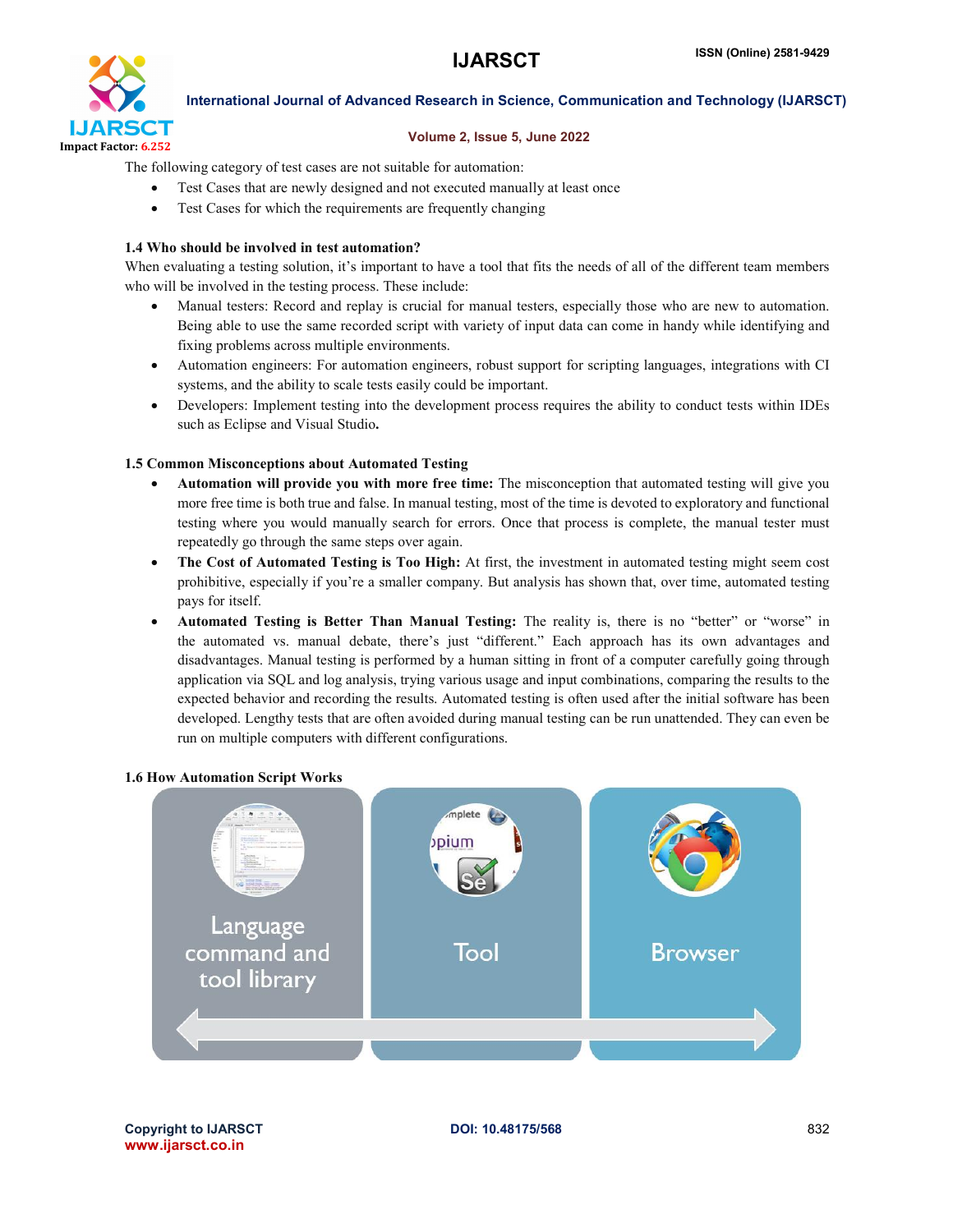The following category of test cases are not suitable for automation:

- Test Cases that are newly designed and not executed manually at least once
- Test Cases for which the requirements are frequently changing

### 1.4 Who should be involved in test automation?

When evaluating a testing solution, it's important to have a tool that fits the needs of all of the different team members who will be involved in the testing process. These include:

- Manual testers: Record and replay is crucial for manual testers, especially those who are new to automation. Being able to use the same recorded script with variety of input data can come in handy while identifying and fixing problems across multiple environments.
- Automation engineers: For automation engineers, robust support for scripting languages, integrations with CI systems, and the ability to scale tests easily could be important.
- Developers: Implement testing into the development process requires the ability to conduct tests within IDEs such as Eclipse and Visual Studio**.**

### 1.5 Common Misconceptions about Automated Testing

- **Automation will provide you with more free time:** The misconception that automated testing will give you more free time is both true and false. In manual testing, most of the time is devoted to exploratory and functional testing where you would manually search for errors. Once that process is complete, the manual tester must repeatedly go through the same steps over again.
- **The Cost of Automated Testing is Too High:** At first, the investment in automated testing might seem cost prohibitive, especially if you're a smaller company. But analysis has shown that, over time, automated testing pays for itself.
- **Automated Testing is Better Than Manual Testing:** The reality is, there is no "better" or "worse" in the automated vs. manual debate, there's just "different." Each approach has its own advantages and disadvantages. Manual testing is performed by a human sitting in front of a computer carefully going through application via SQL and log analysis, trying various usage and input combinations, comparing the results to the expected behavior and recording the results. Automated testing is often used after the initial software has been developed. Lengthy tests that are often avoided during manual testing can be run unattended. They can even be run on multiple computers with different configurations.

### 1.6 How Automation Script Works

Language command and tool library | Tool | Browser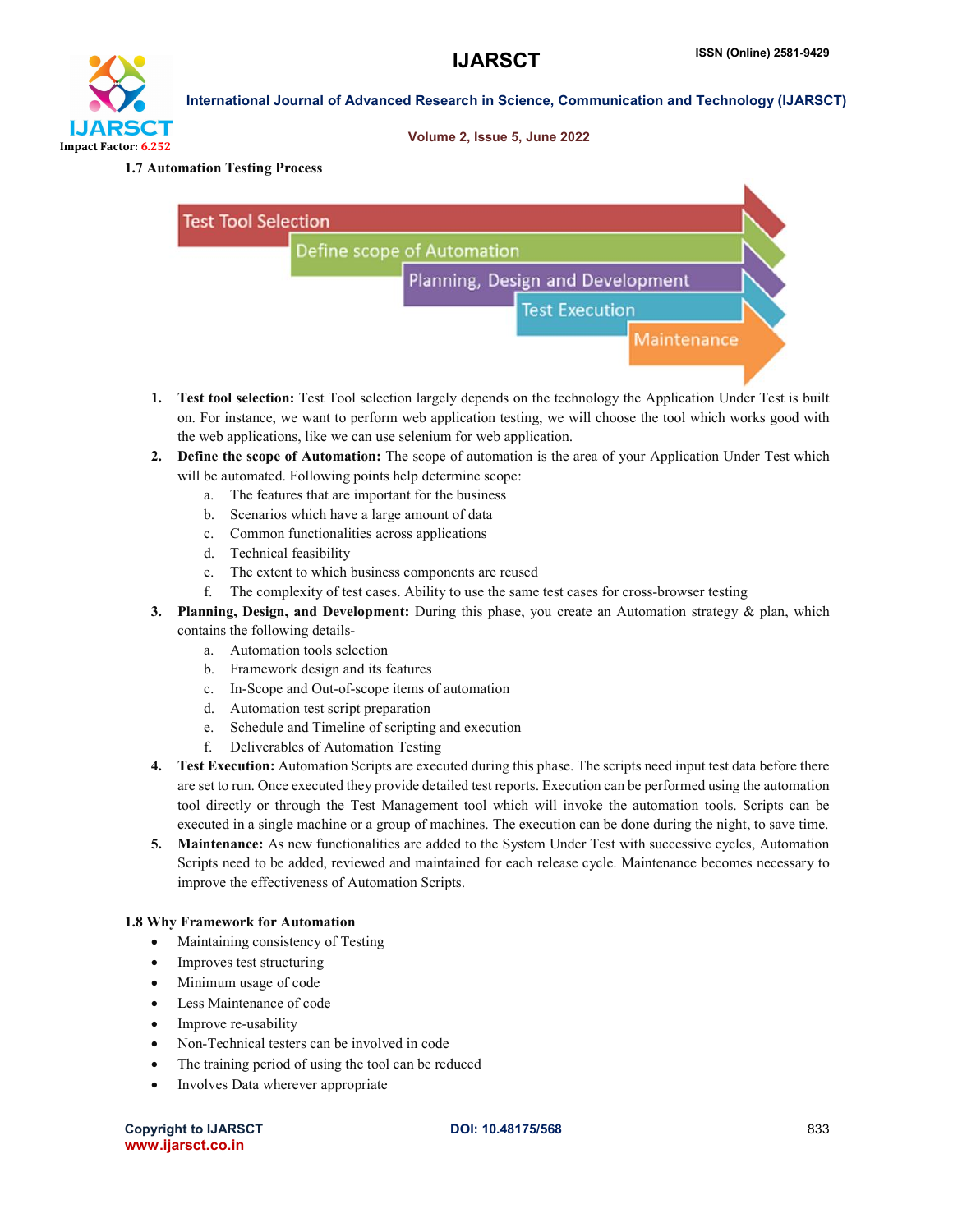### 1.7 Automation Testing Process

1. **Test tool selection:** Test Tool selection largely depends on the technology the Application Under Test is built on. For instance, we want to perform web application testing, we will choose the tool which works good with the web applications, like we can use selenium for web application.
2. **Define the scope of Automation:** The scope of automation is the area of your Application Under Test which will be automated. Following points help determine scope:
   a. The features that are important for the business
   b. Scenarios which have a large amount of data
   c. Common functionalities across applications
   d. Technical feasibility
   e. The extent to which business components are reused
   f. The complexity of test cases. Ability to use the same test cases for cross-browser testing
3. **Planning, Design, and Development:** During this phase, you create an Automation strategy & plan, which contains the following details-
   a. Automation tools selection
   b. Framework design and its features
   c. In-Scope and Out-of-scope items of automation
   d. Automation test script preparation
   e. Schedule and Timeline of scripting and execution
   f. Deliverables of Automation Testing
4. **Test Execution:** Automation Scripts are executed during this phase. The scripts need input test data before there are set to run. Once executed they provide detailed test reports. Execution can be performed using the automation tool directly or through the Test Management tool which will invoke the automation tools. Scripts can be executed in a single machine or a group of machines. The execution can be done during the night, to save time.
5. **Maintenance:** As new functionalities are added to the System Under Test with successive cycles, Automation Scripts need to be added, reviewed and maintained for each release cycle. Maintenance becomes necessary to improve the effectiveness of Automation Scripts.

### 1.8 Why Framework for Automation

- Maintaining consistency of Testing
- Improves test structuring
- Minimum usage of code
- Less Maintenance of code
- Improve re-usability
- Non-Technical testers can be involved in code
- The training period of using the tool can be reduced
- Involves Data wherever appropriate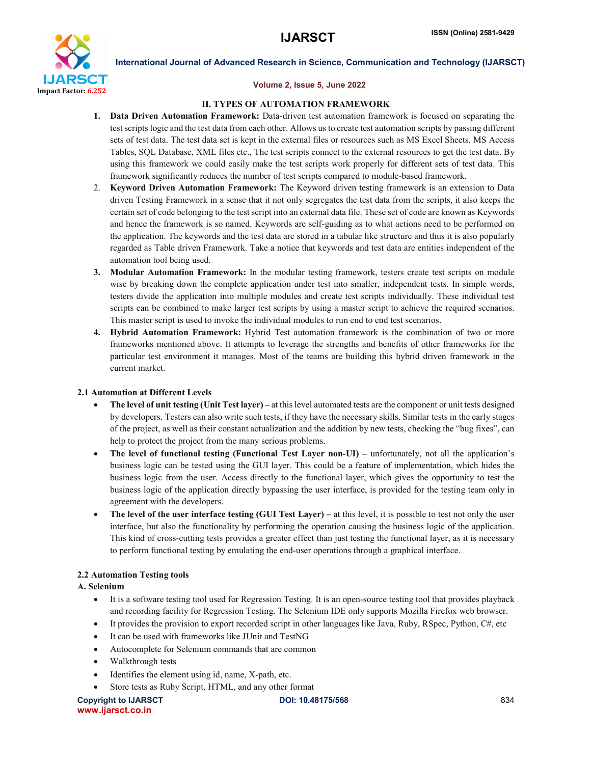## II. TYPES OF AUTOMATION FRAMEWORK

1. **Data Driven Automation Framework:** Data-driven test automation framework is focused on separating the test scripts logic and the test data from each other. Allows us to create test automation scripts by passing different sets of test data. The test data set is kept in the external files or resources such as MS Excel Sheets, MS Access Tables, SQL Database, XML files etc., The test scripts connect to the external resources to get the test data. By using this framework we could easily make the test scripts work properly for different sets of test data. This framework significantly reduces the number of test scripts compared to module-based framework.
2. **Keyword Driven Automation Framework:** The Keyword driven testing framework is an extension to Data driven Testing Framework in a sense that it not only segregates the test data from the scripts, it also keeps the certain set of code belonging to the test script into an external data file. These set of code are known as Keywords and hence the framework is so named. Keywords are self-guiding as to what actions need to be performed on the application. The keywords and the test data are stored in a tabular like structure and thus it is also popularly regarded as Table driven Framework. Take a notice that keywords and test data are entities independent of the automation tool being used.
3. **Modular Automation Framework:** In the modular testing framework, testers create test scripts on module wise by breaking down the complete application under test into smaller, independent tests. In simple words, testers divide the application into multiple modules and create test scripts individually. These individual test scripts can be combined to make larger test scripts by using a master script to achieve the required scenarios. This master script is used to invoke the individual modules to run end to end test scenarios.
4. **Hybrid Automation Framework:** Hybrid Test automation framework is the combination of two or more frameworks mentioned above. It attempts to leverage the strengths and benefits of other frameworks for the particular test environment it manages. Most of the teams are building this hybrid driven framework in the current market.

### 2.1 Automation at Different Levels

- **The level of unit testing (Unit Test layer) –** at this level automated tests are the component or unit tests designed by developers. Testers can also write such tests, if they have the necessary skills. Similar tests in the early stages of the project, as well as their constant actualization and the addition by new tests, checking the "bug fixes", can help to protect the project from the many serious problems.
- **The level of functional testing (Functional Test Layer non-UI) –** unfortunately, not all the application's business logic can be tested using the GUI layer. This could be a feature of implementation, which hides the business logic from the user. Access directly to the functional layer, which gives the opportunity to test the business logic of the application directly bypassing the user interface, is provided for the testing team only in agreement with the developers.
- **The level of the user interface testing (GUI Test Layer) –** at this level, it is possible to test not only the user interface, but also the functionality by performing the operation causing the business logic of the application. This kind of cross-cutting tests provides a greater effect than just testing the functional layer, as it is necessary to perform functional testing by emulating the end-user operations through a graphical interface.

### 2.2 Automation Testing tools

#### A. Selenium

- It is a software testing tool used for Regression Testing. It is an open-source testing tool that provides playback and recording facility for Regression Testing. The Selenium IDE only supports Mozilla Firefox web browser.
- It provides the provision to export recorded script in other languages like Java, Ruby, RSpec, Python, C#, etc
- It can be used with frameworks like JUnit and TestNG
- Autocomplete for Selenium commands that are common
- Walkthrough tests
- Identifies the element using id, name, X-path, etc.
- Store tests as Ruby Script, HTML, and any other format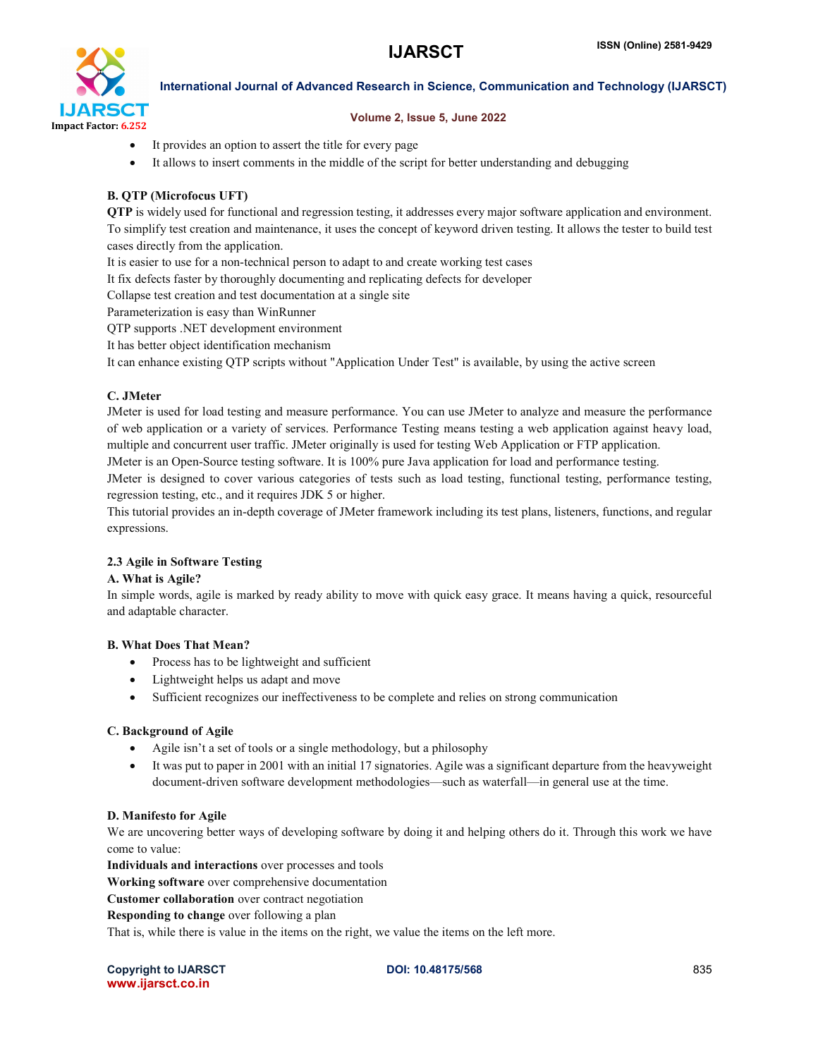- It provides an option to assert the title for every page
- It allows to insert comments in the middle of the script for better understanding and debugging

**B. QTP (Microfocus UFT)**

**QTP** is widely used for functional and regression testing, it addresses every major software application and environment. To simplify test creation and maintenance, it uses the concept of keyword driven testing. It allows the tester to build test cases directly from the application.

It is easier to use for a non-technical person to adapt to and create working test cases

It fix defects faster by thoroughly documenting and replicating defects for developer

Collapse test creation and test documentation at a single site

Parameterization is easy than WinRunner

QTP supports .NET development environment

It has better object identification mechanism

It can enhance existing QTP scripts without "Application Under Test" is available, by using the active screen

**C. JMeter**

JMeter is used for load testing and measure performance. You can use JMeter to analyze and measure the performance of web application or a variety of services. Performance Testing means testing a web application against heavy load, multiple and concurrent user traffic. JMeter originally is used for testing Web Application or FTP application.

JMeter is an Open-Source testing software. It is 100% pure Java application for load and performance testing.

JMeter is designed to cover various categories of tests such as load testing, functional testing, performance testing, regression testing, etc., and it requires JDK 5 or higher.

This tutorial provides an in-depth coverage of JMeter framework including its test plans, listeners, functions, and regular expressions.

**2.3 Agile in Software Testing**

**A. What is Agile?**

In simple words, agile is marked by ready ability to move with quick easy grace. It means having a quick, resourceful and adaptable character.

**B. What Does That Mean?**

- Process has to be lightweight and sufficient
- Lightweight helps us adapt and move
- Sufficient recognizes our ineffectiveness to be complete and relies on strong communication

**C. Background of Agile**

- Agile isn't a set of tools or a single methodology, but a philosophy
- It was put to paper in 2001 with an initial 17 signatories. Agile was a significant departure from the heavyweight document-driven software development methodologies—such as waterfall—in general use at the time.

**D. Manifesto for Agile**

We are uncovering better ways of developing software by doing it and helping others do it. Through this work we have come to value:

**Individuals and interactions** over processes and tools

**Working software** over comprehensive documentation

**Customer collaboration** over contract negotiation

**Responding to change** over following a plan

That is, while there is value in the items on the right, we value the items on the left more.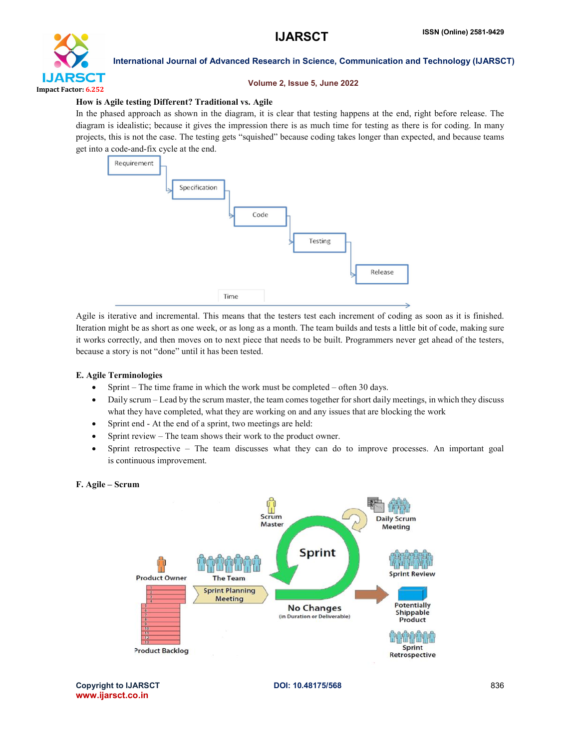**How is Agile testing Different? Traditional vs. Agile**

In the phased approach as shown in the diagram, it is clear that testing happens at the end, right before release. The diagram is idealistic; because it gives the impression there is as much time for testing as there is for coding. In many projects, this is not the case. The testing gets "squished" because coding takes longer than expected, and because teams get into a code-and-fix cycle at the end.

Agile is iterative and incremental. This means that the testers test each increment of coding as soon as it is finished. Iteration might be as short as one week, or as long as a month. The team builds and tests a little bit of code, making sure it works correctly, and then moves on to next piece that needs to be built. Programmers never get ahead of the testers, because a story is not "done" until it has been tested.

**E. Agile Terminologies**

- Sprint – The time frame in which the work must be completed – often 30 days.
- Daily scrum – Lead by the scrum master, the team comes together for short daily meetings, in which they discuss what they have completed, what they are working on and any issues that are blocking the work
- Sprint end - At the end of a sprint, two meetings are held:
- Sprint review – The team shows their work to the product owner.
- Sprint retrospective – The team discusses what they can do to improve processes. An important goal is continuous improvement.

**F. Agile – Scrum**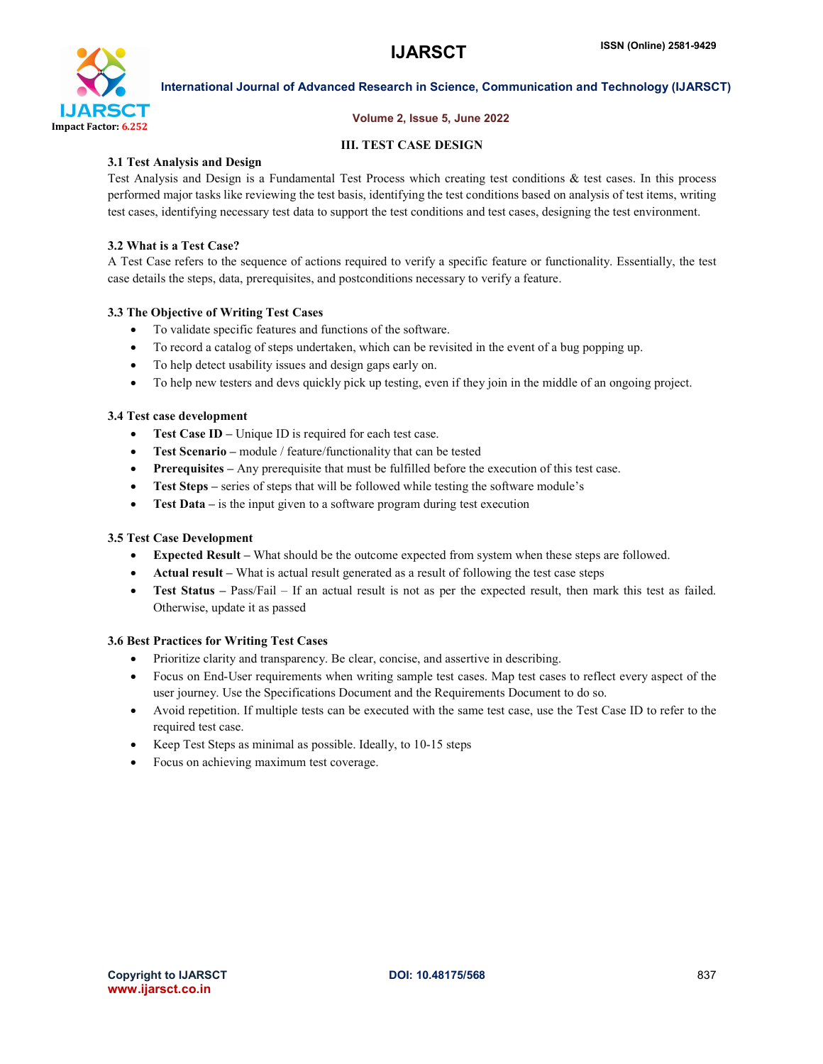## III. TEST CASE DESIGN

### 3.1 Test Analysis and Design

Test Analysis and Design is a Fundamental Test Process which creating test conditions & test cases. In this process performed major tasks like reviewing the test basis, identifying the test conditions based on analysis of test items, writing test cases, identifying necessary test data to support the test conditions and test cases, designing the test environment.

### 3.2 What is a Test Case?

A Test Case refers to the sequence of actions required to verify a specific feature or functionality. Essentially, the test case details the steps, data, prerequisites, and postconditions necessary to verify a feature.

### 3.3 The Objective of Writing Test Cases

- To validate specific features and functions of the software.
- To record a catalog of steps undertaken, which can be revisited in the event of a bug popping up.
- To help detect usability issues and design gaps early on.
- To help new testers and devs quickly pick up testing, even if they join in the middle of an ongoing project.

### 3.4 Test case development

- **Test Case ID –** Unique ID is required for each test case.
- **Test Scenario –** module / feature/functionality that can be tested
- **Prerequisites –** Any prerequisite that must be fulfilled before the execution of this test case.
- **Test Steps –** series of steps that will be followed while testing the software module's
- **Test Data –** is the input given to a software program during test execution

### 3.5 Test Case Development

- **Expected Result –** What should be the outcome expected from system when these steps are followed.
- **Actual result –** What is actual result generated as a result of following the test case steps
- **Test Status –** Pass/Fail – If an actual result is not as per the expected result, then mark this test as failed. Otherwise, update it as passed

### 3.6 Best Practices for Writing Test Cases

- Prioritize clarity and transparency. Be clear, concise, and assertive in describing.
- Focus on End-User requirements when writing sample test cases. Map test cases to reflect every aspect of the user journey. Use the Specifications Document and the Requirements Document to do so.
- Avoid repetition. If multiple tests can be executed with the same test case, use the Test Case ID to refer to the required test case.
- Keep Test Steps as minimal as possible. Ideally, to 10-15 steps
- Focus on achieving maximum test coverage.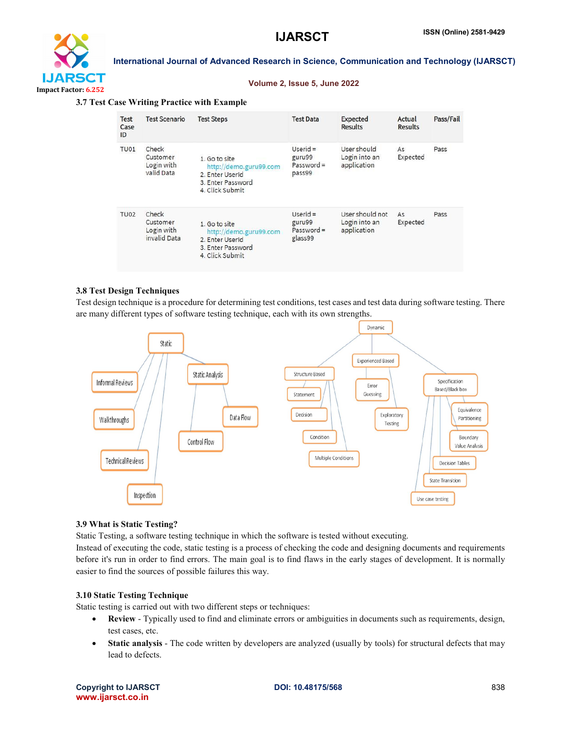### 3.7 Test Case Writing Practice with Example

| Test Case ID | Test Scenario | Test Steps | Test Data | Expected Results | Actual Results | Pass/Fail |
|---|---|---|---|---|---|---|
| TU01 | Check Customer Login with valid Data | 1. Go to site http://demo.guru99.com 2. Enter UserId 3. Enter Password 4. Click Submit | Userid = guru99 Password = pass99 | User should Login into an application | As Expected | Pass |
| TU02 | Check Customer Login with invalid Data | 1. Go to site http://demo.guru99.com 2. Enter UserId 3. Enter Password 4. Click Submit | Userid = guru99 Password = glass99 | User should not Login into an application | As Expected | Pass |

### 3.8 Test Design Techniques

Test design technique is a procedure for determining test conditions, test cases and test data during software testing. There are many different types of software testing technique, each with its own strengths.

### 3.9 What is Static Testing?

Static Testing, a software testing technique in which the software is tested without executing.

Instead of executing the code, static testing is a process of checking the code and designing documents and requirements before it's run in order to find errors. The main goal is to find flaws in the early stages of development. It is normally easier to find the sources of possible failures this way.

### 3.10 Static Testing Technique

Static testing is carried out with two different steps or techniques:

- **Review** - Typically used to find and eliminate errors or ambiguities in documents such as requirements, design, test cases, etc.
- **Static analysis** - The code written by developers are analyzed (usually by tools) for structural defects that may lead to defects.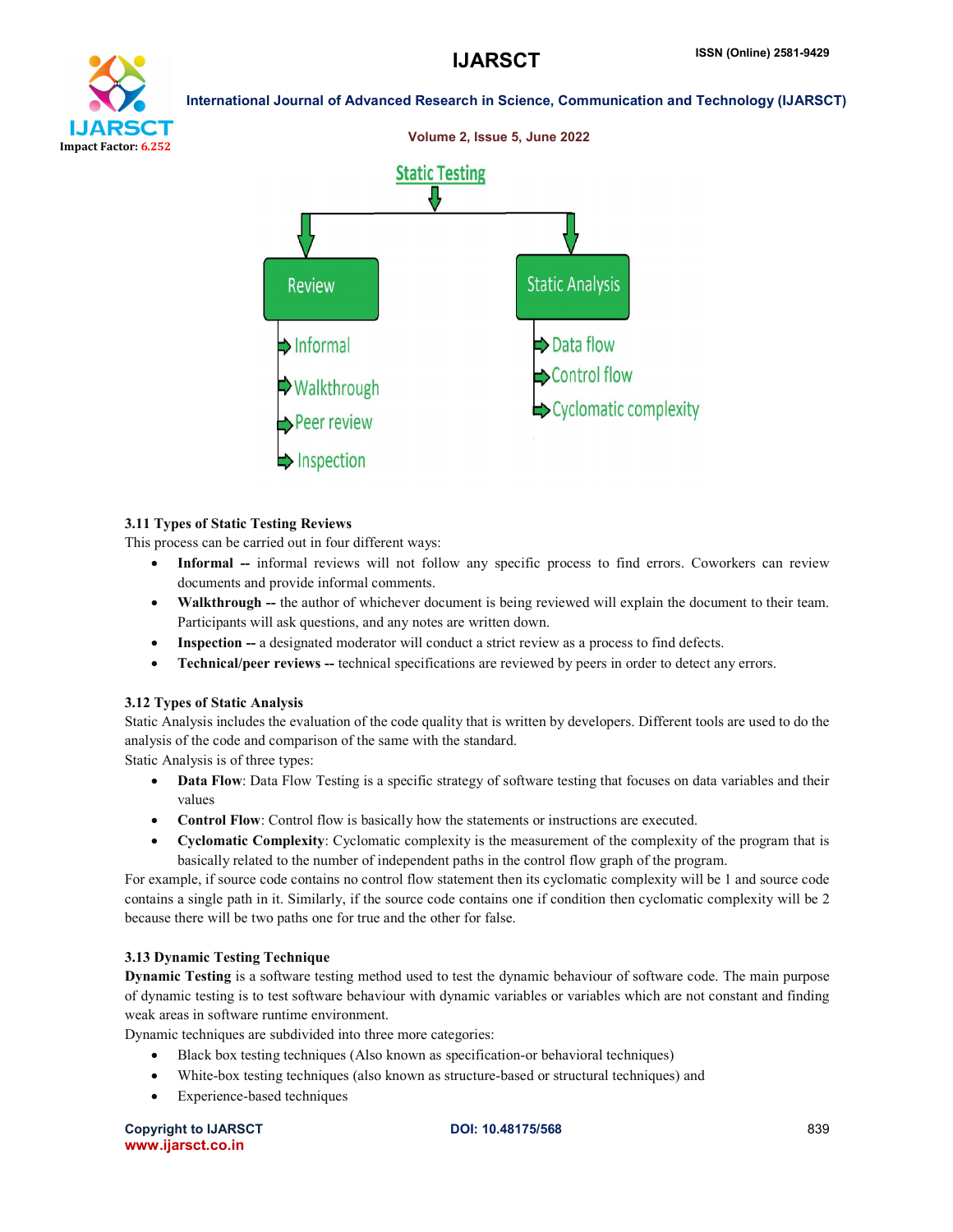Static Testing

Review
- Informal
- Walkthrough
- Peer review
- Inspection

Static Analysis
- Data flow
- Control flow
- Cyclomatic complexity

### 3.11 Types of Static Testing Reviews

This process can be carried out in four different ways:

- **Informal --** informal reviews will not follow any specific process to find errors. Coworkers can review documents and provide informal comments.
- **Walkthrough --** the author of whichever document is being reviewed will explain the document to their team. Participants will ask questions, and any notes are written down.
- **Inspection --** a designated moderator will conduct a strict review as a process to find defects.
- **Technical/peer reviews --** technical specifications are reviewed by peers in order to detect any errors.

### 3.12 Types of Static Analysis

Static Analysis includes the evaluation of the code quality that is written by developers. Different tools are used to do the analysis of the code and comparison of the same with the standard.

Static Analysis is of three types:

- **Data Flow**: Data Flow Testing is a specific strategy of software testing that focuses on data variables and their values
- **Control Flow**: Control flow is basically how the statements or instructions are executed.
- **Cyclomatic Complexity**: Cyclomatic complexity is the measurement of the complexity of the program that is basically related to the number of independent paths in the control flow graph of the program.

For example, if source code contains no control flow statement then its cyclomatic complexity will be 1 and source code contains a single path in it. Similarly, if the source code contains one if condition then cyclomatic complexity will be 2 because there will be two paths one for true and the other for false.

### 3.13 Dynamic Testing Technique

**Dynamic Testing** is a software testing method used to test the dynamic behaviour of software code. The main purpose of dynamic testing is to test software behaviour with dynamic variables or variables which are not constant and finding weak areas in software runtime environment.

Dynamic techniques are subdivided into three more categories:

- Black box testing techniques (Also known as specification-or behavioral techniques)
- White-box testing techniques (also known as structure-based or structural techniques) and
- Experience-based techniques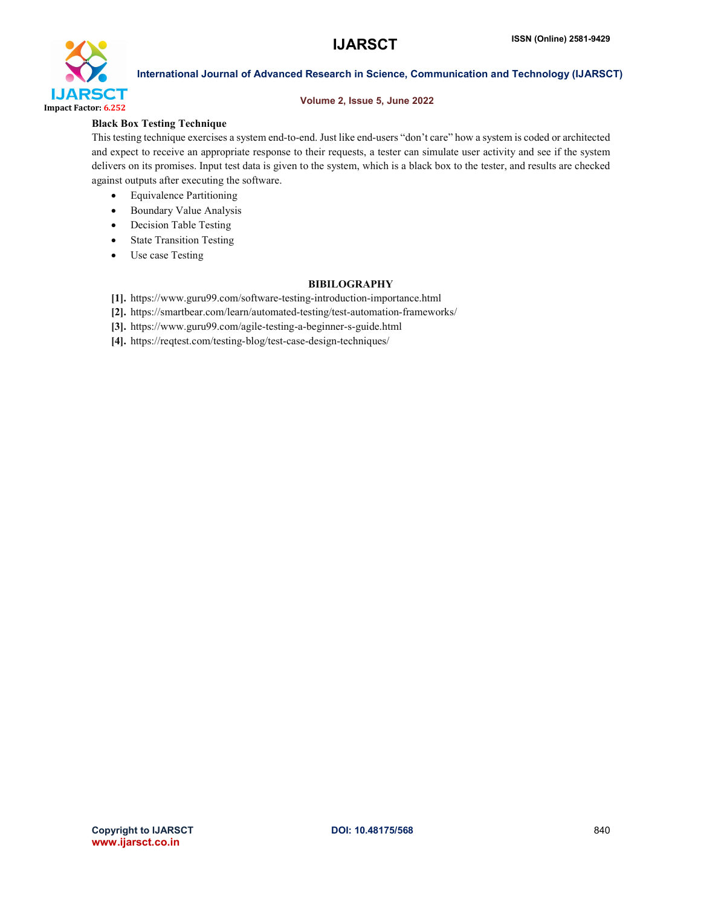**Black Box Testing Technique**

This testing technique exercises a system end-to-end. Just like end-users "don't care" how a system is coded or architected and expect to receive an appropriate response to their requests, a tester can simulate user activity and see if the system delivers on its promises. Input test data is given to the system, which is a black box to the tester, and results are checked against outputs after executing the software.

- Equivalence Partitioning
- Boundary Value Analysis
- Decision Table Testing
- State Transition Testing
- Use case Testing

## BIBILOGRAPHY

**[1].** https://www.guru99.com/software-testing-introduction-importance.html

**[2].** https://smartbear.com/learn/automated-testing/test-automation-frameworks/

**[3].** https://www.guru99.com/agile-testing-a-beginner-s-guide.html

**[4].** https://reqtest.com/testing-blog/test-case-design-techniques/